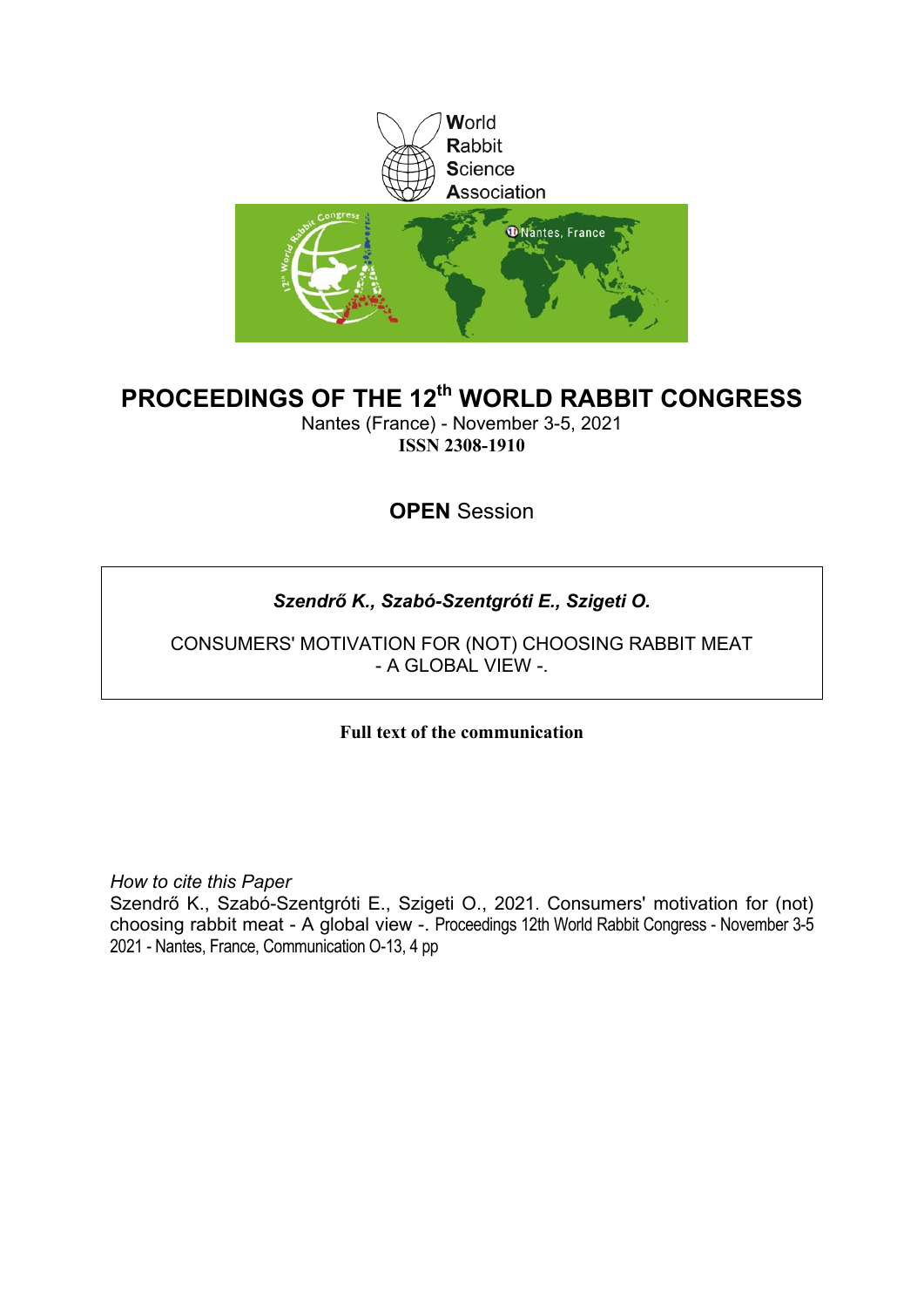World
Rabbit
Science
Association

# PROCEEDINGS OF THE 12th WORLD RABBIT CONGRESS

Nantes (France) - November 3-5, 2021
**ISSN 2308-1910**

**OPEN** Session

***Szendrő K., Szabó-Szentgróti E., Szigeti O.***

CONSUMERS' MOTIVATION FOR (NOT) CHOOSING RABBIT MEAT
- A GLOBAL VIEW -.

**Full text of the communication**

*How to cite this Paper*
Szendrő K., Szabó-Szentgróti E., Szigeti O., 2021. Consumers' motivation for (not) choosing rabbit meat - A global view -. Proceedings 12th World Rabbit Congress - November 3-5 2021 - Nantes, France, Communication O-13, 4 pp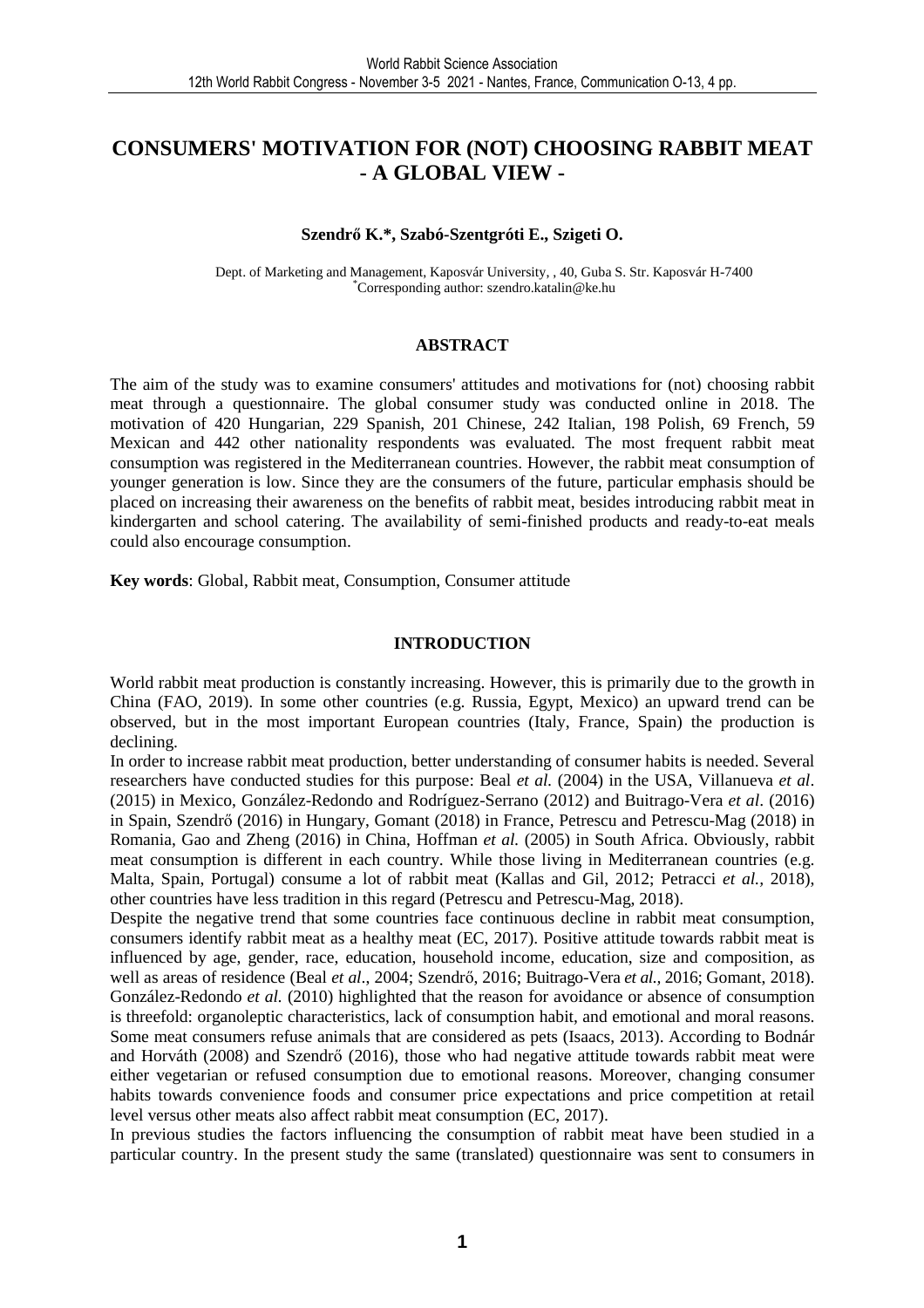# CONSUMERS' MOTIVATION FOR (NOT) CHOOSING RABBIT MEAT - A GLOBAL VIEW -

**Szendrő K.\*, Szabó-Szentgróti E., Szigeti O.**

Dept. of Marketing and Management, Kaposvár University, , 40, Guba S. Str. Kaposvár H-7400
*Corresponding author: szendro.katalin@ke.hu

## ABSTRACT

The aim of the study was to examine consumers' attitudes and motivations for (not) choosing rabbit meat through a questionnaire. The global consumer study was conducted online in 2018. The motivation of 420 Hungarian, 229 Spanish, 201 Chinese, 242 Italian, 198 Polish, 69 French, 59 Mexican and 442 other nationality respondents was evaluated. The most frequent rabbit meat consumption was registered in the Mediterranean countries. However, the rabbit meat consumption of younger generation is low. Since they are the consumers of the future, particular emphasis should be placed on increasing their awareness on the benefits of rabbit meat, besides introducing rabbit meat in kindergarten and school catering. The availability of semi-finished products and ready-to-eat meals could also encourage consumption.

**Key words**: Global, Rabbit meat, Consumption, Consumer attitude

## INTRODUCTION

World rabbit meat production is constantly increasing. However, this is primarily due to the growth in China (FAO, 2019). In some other countries (e.g. Russia, Egypt, Mexico) an upward trend can be observed, but in the most important European countries (Italy, France, Spain) the production is declining.

In order to increase rabbit meat production, better understanding of consumer habits is needed. Several researchers have conducted studies for this purpose: Beal *et al.* (2004) in the USA, Villanueva *et al*. (2015) in Mexico, González-Redondo and Rodríguez-Serrano (2012) and Buitrago-Vera *et al*. (2016) in Spain, Szendrő (2016) in Hungary, Gomant (2018) in France, Petrescu and Petrescu-Mag (2018) in Romania, Gao and Zheng (2016) in China, Hoffman *et al.* (2005) in South Africa. Obviously, rabbit meat consumption is different in each country. While those living in Mediterranean countries (e.g. Malta, Spain, Portugal) consume a lot of rabbit meat (Kallas and Gil, 2012; Petracci *et al.*, 2018), other countries have less tradition in this regard (Petrescu and Petrescu-Mag, 2018).

Despite the negative trend that some countries face continuous decline in rabbit meat consumption, consumers identify rabbit meat as a healthy meat (EC, 2017). Positive attitude towards rabbit meat is influenced by age, gender, race, education, household income, education, size and composition, as well as areas of residence (Beal *et al*., 2004; Szendrő, 2016; Buitrago-Vera *et al.*, 2016; Gomant, 2018). González-Redondo *et al.* (2010) highlighted that the reason for avoidance or absence of consumption is threefold: organoleptic characteristics, lack of consumption habit, and emotional and moral reasons. Some meat consumers refuse animals that are considered as pets (Isaacs, 2013). According to Bodnár and Horváth (2008) and Szendrő (2016), those who had negative attitude towards rabbit meat were either vegetarian or refused consumption due to emotional reasons. Moreover, changing consumer habits towards convenience foods and consumer price expectations and price competition at retail level versus other meats also affect rabbit meat consumption (EC, 2017).

In previous studies the factors influencing the consumption of rabbit meat have been studied in a particular country. In the present study the same (translated) questionnaire was sent to consumers in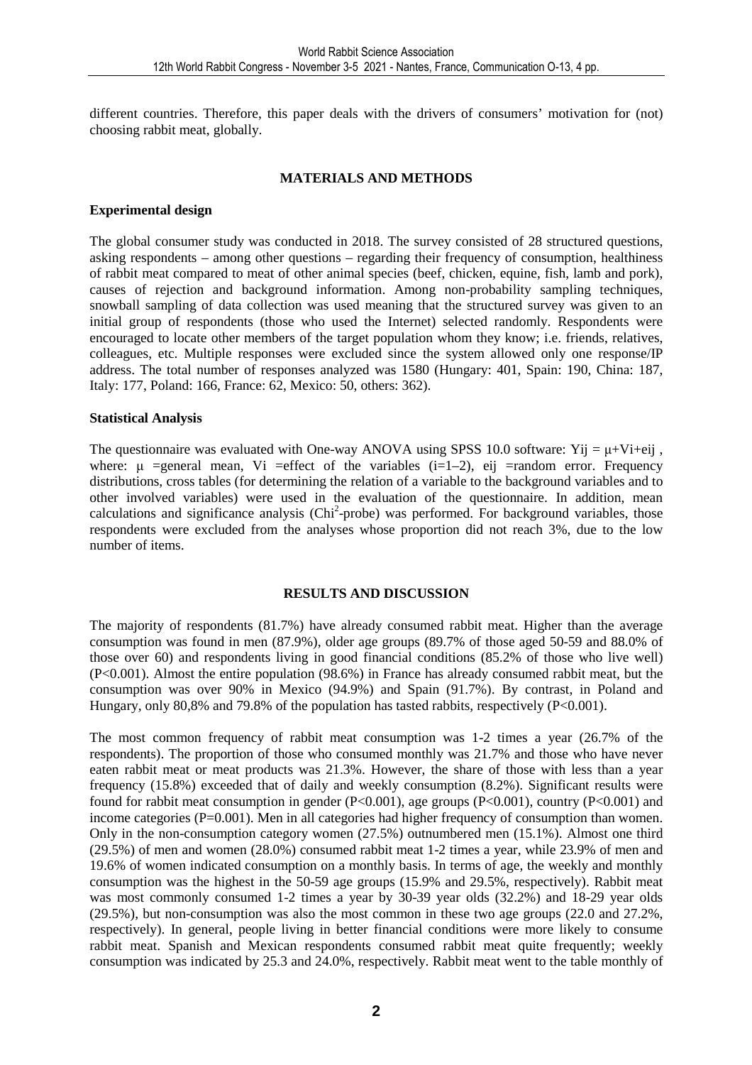different countries. Therefore, this paper deals with the drivers of consumers' motivation for (not) choosing rabbit meat, globally.

## MATERIALS AND METHODS

### Experimental design

The global consumer study was conducted in 2018. The survey consisted of 28 structured questions, asking respondents – among other questions – regarding their frequency of consumption, healthiness of rabbit meat compared to meat of other animal species (beef, chicken, equine, fish, lamb and pork), causes of rejection and background information. Among non-probability sampling techniques, snowball sampling of data collection was used meaning that the structured survey was given to an initial group of respondents (those who used the Internet) selected randomly. Respondents were encouraged to locate other members of the target population whom they know; i.e. friends, relatives, colleagues, etc. Multiple responses were excluded since the system allowed only one response/IP address. The total number of responses analyzed was 1580 (Hungary: 401, Spain: 190, China: 187, Italy: 177, Poland: 166, France: 62, Mexico: 50, others: 362).

### Statistical Analysis

The questionnaire was evaluated with One-way ANOVA using SPSS 10.0 software: $Y_{ij} = \mu + V_i + e_{ij}$ , where: $\mu$ =general mean, $V_i$ =effect of the variables ($i$=1–2), $e_{ij}$ =random error. Frequency distributions, cross tables (for determining the relation of a variable to the background variables and to other involved variables) were used in the evaluation of the questionnaire. In addition, mean calculations and significance analysis ($Chi^2$-probe) was performed. For background variables, those respondents were excluded from the analyses whose proportion did not reach 3%, due to the low number of items.

## RESULTS AND DISCUSSION

The majority of respondents (81.7%) have already consumed rabbit meat. Higher than the average consumption was found in men (87.9%), older age groups (89.7% of those aged 50-59 and 88.0% of those over 60) and respondents living in good financial conditions (85.2% of those who live well) ($P<0.001$). Almost the entire population (98.6%) in France has already consumed rabbit meat, but the consumption was over 90% in Mexico (94.9%) and Spain (91.7%). By contrast, in Poland and Hungary, only 80,8% and 79.8% of the population has tasted rabbits, respectively ($P<0.001$).

The most common frequency of rabbit meat consumption was 1-2 times a year (26.7% of the respondents). The proportion of those who consumed monthly was 21.7% and those who have never eaten rabbit meat or meat products was 21.3%. However, the share of those with less than a year frequency (15.8%) exceeded that of daily and weekly consumption (8.2%). Significant results were found for rabbit meat consumption in gender ($P<0.001$), age groups ($P<0.001$), country ($P<0.001$) and income categories ($P=0.001$). Men in all categories had higher frequency of consumption than women. Only in the non-consumption category women (27.5%) outnumbered men (15.1%). Almost one third (29.5%) of men and women (28.0%) consumed rabbit meat 1-2 times a year, while 23.9% of men and 19.6% of women indicated consumption on a monthly basis. In terms of age, the weekly and monthly consumption was the highest in the 50-59 age groups (15.9% and 29.5%, respectively). Rabbit meat was most commonly consumed 1-2 times a year by 30-39 year olds (32.2%) and 18-29 year olds (29.5%), but non-consumption was also the most common in these two age groups (22.0 and 27.2%, respectively). In general, people living in better financial conditions were more likely to consume rabbit meat. Spanish and Mexican respondents consumed rabbit meat quite frequently; weekly consumption was indicated by 25.3 and 24.0%, respectively. Rabbit meat went to the table monthly of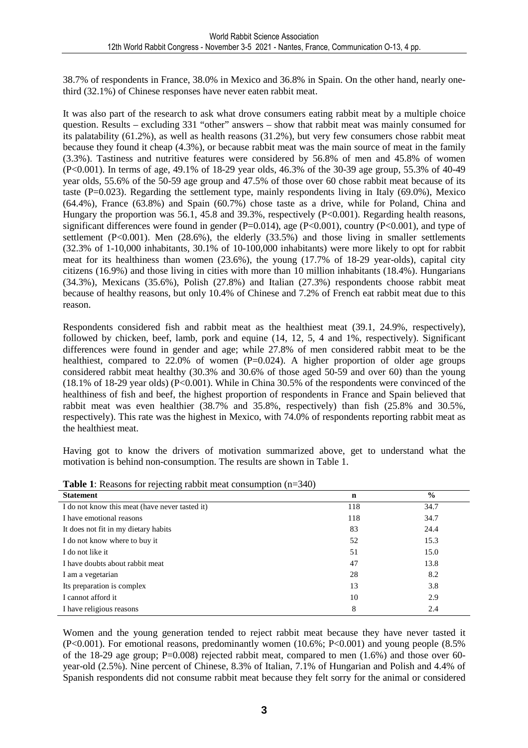38.7% of respondents in France, 38.0% in Mexico and 36.8% in Spain. On the other hand, nearly one-third (32.1%) of Chinese responses have never eaten rabbit meat.

It was also part of the research to ask what drove consumers eating rabbit meat by a multiple choice question. Results – excluding 331 "other" answers – show that rabbit meat was mainly consumed for its palatability (61.2%), as well as health reasons (31.2%), but very few consumers chose rabbit meat because they found it cheap (4.3%), or because rabbit meat was the main source of meat in the family (3.3%). Tastiness and nutritive features were considered by 56.8% of men and 45.8% of women ($P<0.001$). In terms of age, 49.1% of 18-29 year olds, 46.3% of the 30-39 age group, 55.3% of 40-49 year olds, 55.6% of the 50-59 age group and 47.5% of those over 60 chose rabbit meat because of its taste ($P=0.023$). Regarding the settlement type, mainly respondents living in Italy (69.0%), Mexico (64.4%), France (63.8%) and Spain (60.7%) chose taste as a drive, while for Poland, China and Hungary the proportion was 56.1, 45.8 and 39.3%, respectively ($P<0.001$). Regarding health reasons, significant differences were found in gender ($P=0.014$), age ($P<0.001$), country ($P<0.001$), and type of settlement ($P<0.001$). Men (28.6%), the elderly (33.5%) and those living in smaller settlements (32.3% of 1-10,000 inhabitants, 30.1% of 10-100,000 inhabitants) were more likely to opt for rabbit meat for its healthiness than women (23.6%), the young (17.7% of 18-29 year-olds), capital city citizens (16.9%) and those living in cities with more than 10 million inhabitants (18.4%). Hungarians (34.3%), Mexicans (35.6%), Polish (27.8%) and Italian (27.3%) respondents choose rabbit meat because of healthy reasons, but only 10.4% of Chinese and 7.2% of French eat rabbit meat due to this reason.

Respondents considered fish and rabbit meat as the healthiest meat (39.1, 24.9%, respectively), followed by chicken, beef, lamb, pork and equine (14, 12, 5, 4 and 1%, respectively). Significant differences were found in gender and age; while 27.8% of men considered rabbit meat to be the healthiest, compared to 22.0% of women ($P=0.024$). A higher proportion of older age groups considered rabbit meat healthy (30.3% and 30.6% of those aged 50-59 and over 60) than the young (18.1% of 18-29 year olds) ($P<0.001$). While in China 30.5% of the respondents were convinced of the healthiness of fish and beef, the highest proportion of respondents in France and Spain believed that rabbit meat was even healthier (38.7% and 35.8%, respectively) than fish (25.8% and 30.5%, respectively). This rate was the highest in Mexico, with 74.0% of respondents reporting rabbit meat as the healthiest meat.

Having got to know the drivers of motivation summarized above, get to understand what the motivation is behind non-consumption. The results are shown in Table 1.

**Table 1**: Reasons for rejecting rabbit meat consumption (n=340)

| Statement | n | % |
|---|---|---|
| I do not know this meat (have never tasted it) | 118 | 34.7 |
| I have emotional reasons | 118 | 34.7 |
| It does not fit in my dietary habits | 83 | 24.4 |
| I do not know where to buy it | 52 | 15.3 |
| I do not like it | 51 | 15.0 |
| I have doubts about rabbit meat | 47 | 13.8 |
| I am a vegetarian | 28 | 8.2 |
| Its preparation is complex | 13 | 3.8 |
| I cannot afford it | 10 | 2.9 |
| I have religious reasons | 8 | 2.4 |

Women and the young generation tended to reject rabbit meat because they have never tasted it ($P<0.001$). For emotional reasons, predominantly women (10.6%; $P<0.001$) and young people (8.5% of the 18-29 age group; $P=0.008$) rejected rabbit meat, compared to men (1.6%) and those over 60-year-old (2.5%). Nine percent of Chinese, 8.3% of Italian, 7.1% of Hungarian and Polish and 4.4% of Spanish respondents did not consume rabbit meat because they felt sorry for the animal or considered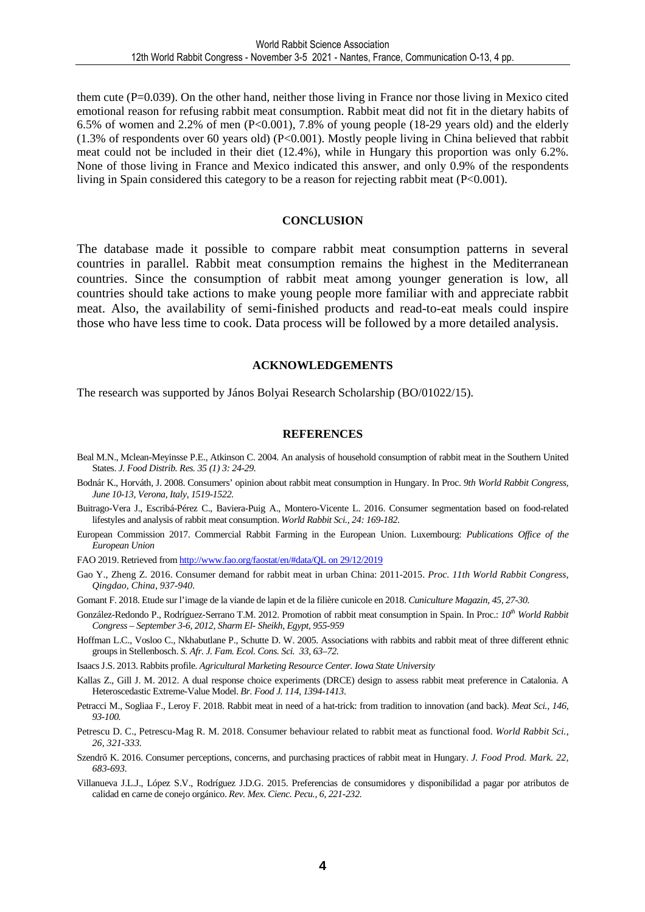them cute (P=0.039). On the other hand, neither those living in France nor those living in Mexico cited emotional reason for refusing rabbit meat consumption. Rabbit meat did not fit in the dietary habits of 6.5% of women and 2.2% of men (P<0.001), 7.8% of young people (18-29 years old) and the elderly (1.3% of respondents over 60 years old) (P<0.001). Mostly people living in China believed that rabbit meat could not be included in their diet (12.4%), while in Hungary this proportion was only 6.2%. None of those living in France and Mexico indicated this answer, and only 0.9% of the respondents living in Spain considered this category to be a reason for rejecting rabbit meat (P<0.001).

## CONCLUSION

The database made it possible to compare rabbit meat consumption patterns in several countries in parallel. Rabbit meat consumption remains the highest in the Mediterranean countries. Since the consumption of rabbit meat among younger generation is low, all countries should take actions to make young people more familiar with and appreciate rabbit meat. Also, the availability of semi-finished products and read-to-eat meals could inspire those who have less time to cook. Data process will be followed by a more detailed analysis.

## ACKNOWLEDGEMENTS

The research was supported by János Bolyai Research Scholarship (BO/01022/15).

## REFERENCES

Beal M.N., Mclean-Meyinsse P.E., Atkinson C. 2004. An analysis of household consumption of rabbit meat in the Southern United States. *J. Food Distrib. Res. 35 (1) 3: 24-29.*

Bodnár K., Horváth, J. 2008. Consumers' opinion about rabbit meat consumption in Hungary. In Proc. *9th World Rabbit Congress, June 10-13, Verona, Italy, 1519-1522.*

Buitrago-Vera J., Escribá-Pérez C., Baviera-Puig A., Montero-Vicente L. 2016. Consumer segmentation based on food-related lifestyles and analysis of rabbit meat consumption. *World Rabbit Sci., 24: 169-182.*

European Commission 2017. Commercial Rabbit Farming in the European Union. Luxembourg: *Publications Office of the European Union*

FAO 2019. Retrieved from http://www.fao.org/faostat/en/#data/QL on 29/12/2019

Gao Y., Zheng Z. 2016. Consumer demand for rabbit meat in urban China: 2011-2015. *Proc. 11th World Rabbit Congress, Qingdao, China, 937-940.*

Gomant F. 2018. Etude sur l'image de la viande de lapin et de la filière cunicole en 2018. *Cuniculture Magazin, 45, 27-30.*

González-Redondo P., Rodríguez-Serrano T.M. 2012. Promotion of rabbit meat consumption in Spain. In Proc.: *10th World Rabbit Congress – September 3-6, 2012, Sharm El- Sheikh, Egypt, 955-959*

Hoffman L.C., Vosloo C., Nkhabutlane P., Schutte D. W. 2005. Associations with rabbits and rabbit meat of three different ethnic groups in Stellenbosch. *S. Afr. J. Fam. Ecol. Cons. Sci. 33, 63–72.*

Isaacs J.S. 2013. Rabbits profile. *Agricultural Marketing Resource Center. Iowa State University*

Kallas Z., Gill J. M. 2012. A dual response choice experiments (DRCE) design to assess rabbit meat preference in Catalonia. A Heteroscedastic Extreme-Value Model. *Br. Food J. 114, 1394-1413.*

Petracci M., Sogliaa F., Leroy F. 2018. Rabbit meat in need of a hat-trick: from tradition to innovation (and back). *Meat Sci., 146, 93-100.*

Petrescu D. C., Petrescu-Mag R. M. 2018. Consumer behaviour related to rabbit meat as functional food. *World Rabbit Sci., 26, 321-333.*

Szendrő K. 2016. Consumer perceptions, concerns, and purchasing practices of rabbit meat in Hungary. *J. Food Prod. Mark. 22, 683-693.*

Villanueva J.L.J., López S.V., Rodríguez J.D.G. 2015. Preferencias de consumidores y disponibilidad a pagar por atributos de calidad en carne de conejo orgánico. *Rev. Mex. Cienc. Pecu., 6, 221-232.*